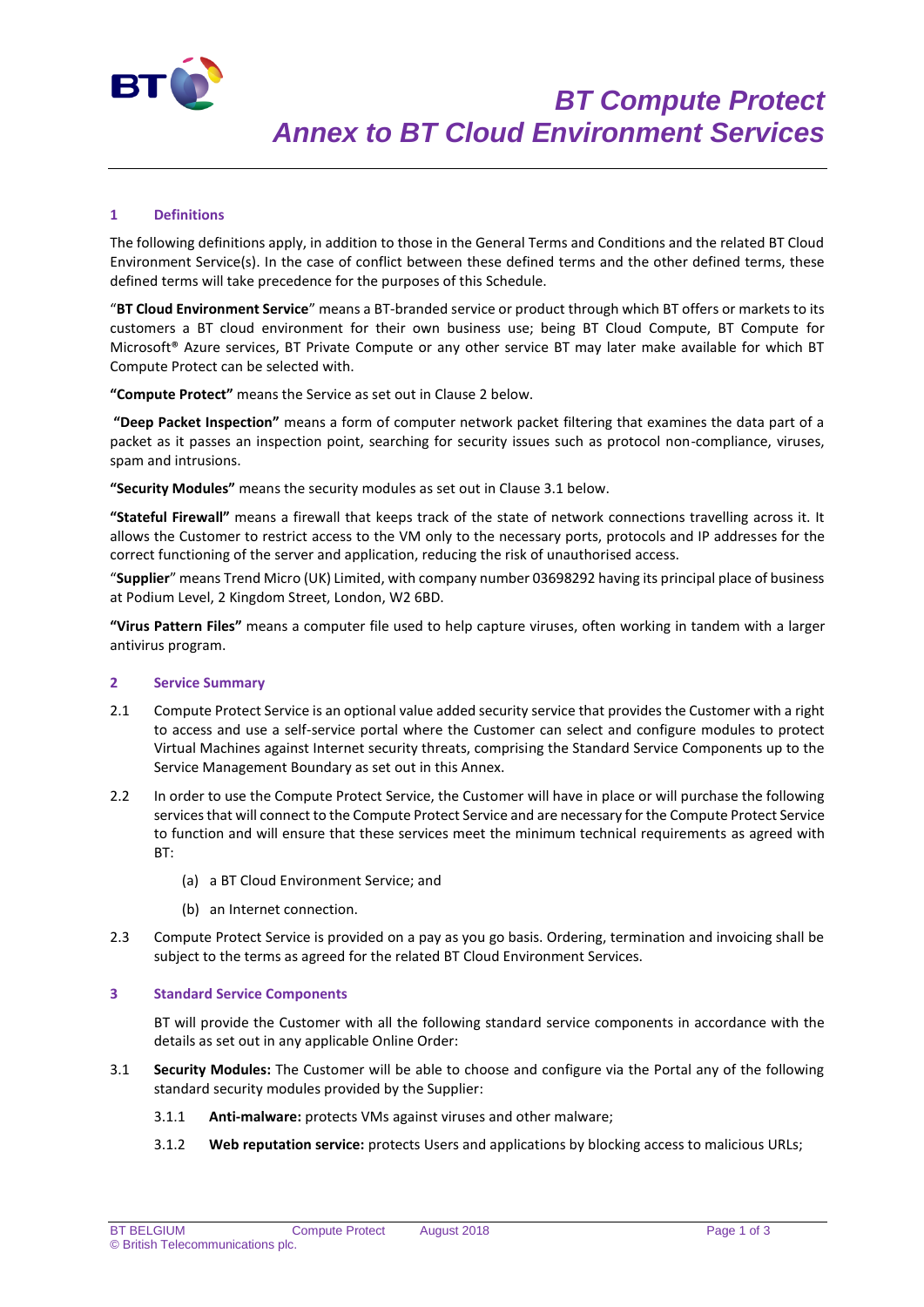# BT Compute Protect
## Annex to BT Cloud Environment Services

### 1 Definitions

The following definitions apply, in addition to those in the General Terms and Conditions and the related BT Cloud Environment Service(s). In the case of conflict between these defined terms and the other defined terms, these defined terms will take precedence for the purposes of this Schedule.

"**BT Cloud Environment Service**" means a BT-branded service or product through which BT offers or markets to its customers a BT cloud environment for their own business use; being BT Cloud Compute, BT Compute for Microsoft® Azure services, BT Private Compute or any other service BT may later make available for which BT Compute Protect can be selected with.

**"Compute Protect"** means the Service as set out in Clause 2 below.

**"Deep Packet Inspection"** means a form of computer network packet filtering that examines the data part of a packet as it passes an inspection point, searching for security issues such as protocol non-compliance, viruses, spam and intrusions.

**"Security Modules"** means the security modules as set out in Clause 3.1 below.

**"Stateful Firewall"** means a firewall that keeps track of the state of network connections travelling across it. It allows the Customer to restrict access to the VM only to the necessary ports, protocols and IP addresses for the correct functioning of the server and application, reducing the risk of unauthorised access.

"**Supplier**" means Trend Micro (UK) Limited, with company number 03698292 having its principal place of business at Podium Level, 2 Kingdom Street, London, W2 6BD.

**"Virus Pattern Files"** means a computer file used to help capture viruses, often working in tandem with a larger antivirus program.

### 2 Service Summary

2.1 Compute Protect Service is an optional value added security service that provides the Customer with a right to access and use a self-service portal where the Customer can select and configure modules to protect Virtual Machines against Internet security threats, comprising the Standard Service Components up to the Service Management Boundary as set out in this Annex.

2.2 In order to use the Compute Protect Service, the Customer will have in place or will purchase the following services that will connect to the Compute Protect Service and are necessary for the Compute Protect Service to function and will ensure that these services meet the minimum technical requirements as agreed with BT:

(a) a BT Cloud Environment Service; and

(b) an Internet connection.

2.3 Compute Protect Service is provided on a pay as you go basis. Ordering, termination and invoicing shall be subject to the terms as agreed for the related BT Cloud Environment Services.

### 3 Standard Service Components

BT will provide the Customer with all the following standard service components in accordance with the details as set out in any applicable Online Order:

3.1 **Security Modules:** The Customer will be able to choose and configure via the Portal any of the following standard security modules provided by the Supplier:

3.1.1 **Anti-malware:** protects VMs against viruses and other malware;

3.1.2 **Web reputation service:** protects Users and applications by blocking access to malicious URLs;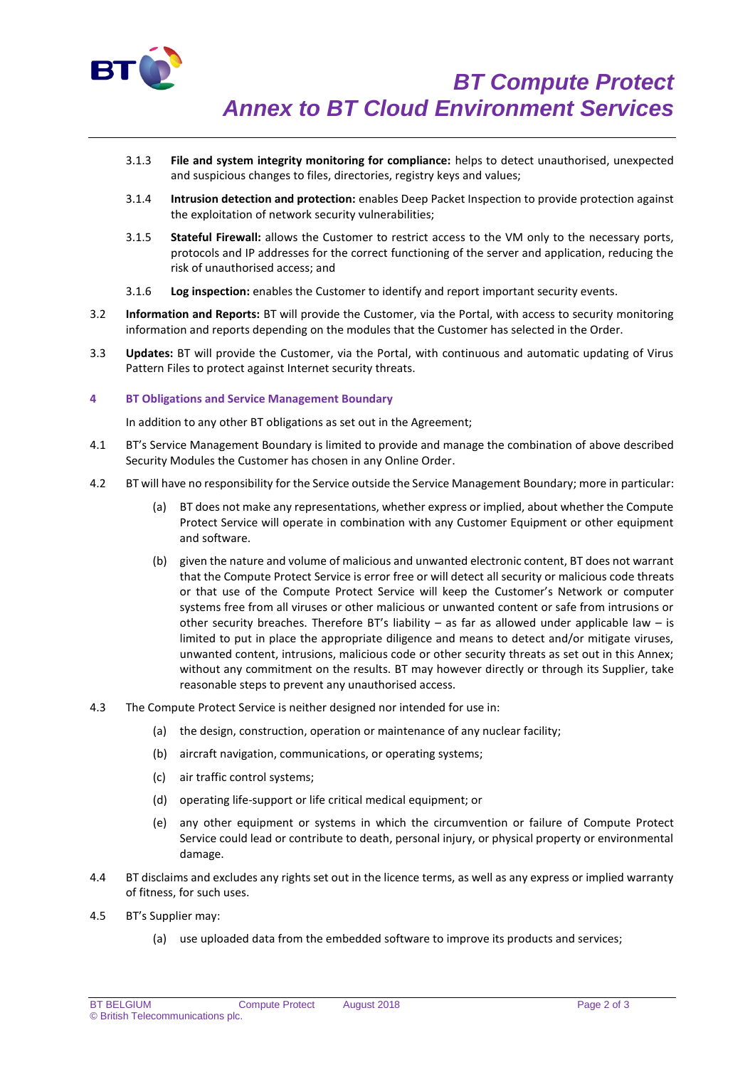3.1.3 **File and system integrity monitoring for compliance:** helps to detect unauthorised, unexpected and suspicious changes to files, directories, registry keys and values;

3.1.4 **Intrusion detection and protection:** enables Deep Packet Inspection to provide protection against the exploitation of network security vulnerabilities;

3.1.5 **Stateful Firewall:** allows the Customer to restrict access to the VM only to the necessary ports, protocols and IP addresses for the correct functioning of the server and application, reducing the risk of unauthorised access; and

3.1.6 **Log inspection:** enables the Customer to identify and report important security events.

3.2 **Information and Reports:** BT will provide the Customer, via the Portal, with access to security monitoring information and reports depending on the modules that the Customer has selected in the Order.

3.3 **Updates:** BT will provide the Customer, via the Portal, with continuous and automatic updating of Virus Pattern Files to protect against Internet security threats.

## 4 BT Obligations and Service Management Boundary

In addition to any other BT obligations as set out in the Agreement;

4.1 BT's Service Management Boundary is limited to provide and manage the combination of above described Security Modules the Customer has chosen in any Online Order.

4.2 BT will have no responsibility for the Service outside the Service Management Boundary; more in particular:

(a) BT does not make any representations, whether express or implied, about whether the Compute Protect Service will operate in combination with any Customer Equipment or other equipment and software.

(b) given the nature and volume of malicious and unwanted electronic content, BT does not warrant that the Compute Protect Service is error free or will detect all security or malicious code threats or that use of the Compute Protect Service will keep the Customer's Network or computer systems free from all viruses or other malicious or unwanted content or safe from intrusions or other security breaches. Therefore BT's liability – as far as allowed under applicable law – is limited to put in place the appropriate diligence and means to detect and/or mitigate viruses, unwanted content, intrusions, malicious code or other security threats as set out in this Annex; without any commitment on the results. BT may however directly or through its Supplier, take reasonable steps to prevent any unauthorised access.

4.3 The Compute Protect Service is neither designed nor intended for use in:

(a) the design, construction, operation or maintenance of any nuclear facility;

(b) aircraft navigation, communications, or operating systems;

(c) air traffic control systems;

(d) operating life-support or life critical medical equipment; or

(e) any other equipment or systems in which the circumvention or failure of Compute Protect Service could lead or contribute to death, personal injury, or physical property or environmental damage.

4.4 BT disclaims and excludes any rights set out in the licence terms, as well as any express or implied warranty of fitness, for such uses.

4.5 BT's Supplier may:

(a) use uploaded data from the embedded software to improve its products and services;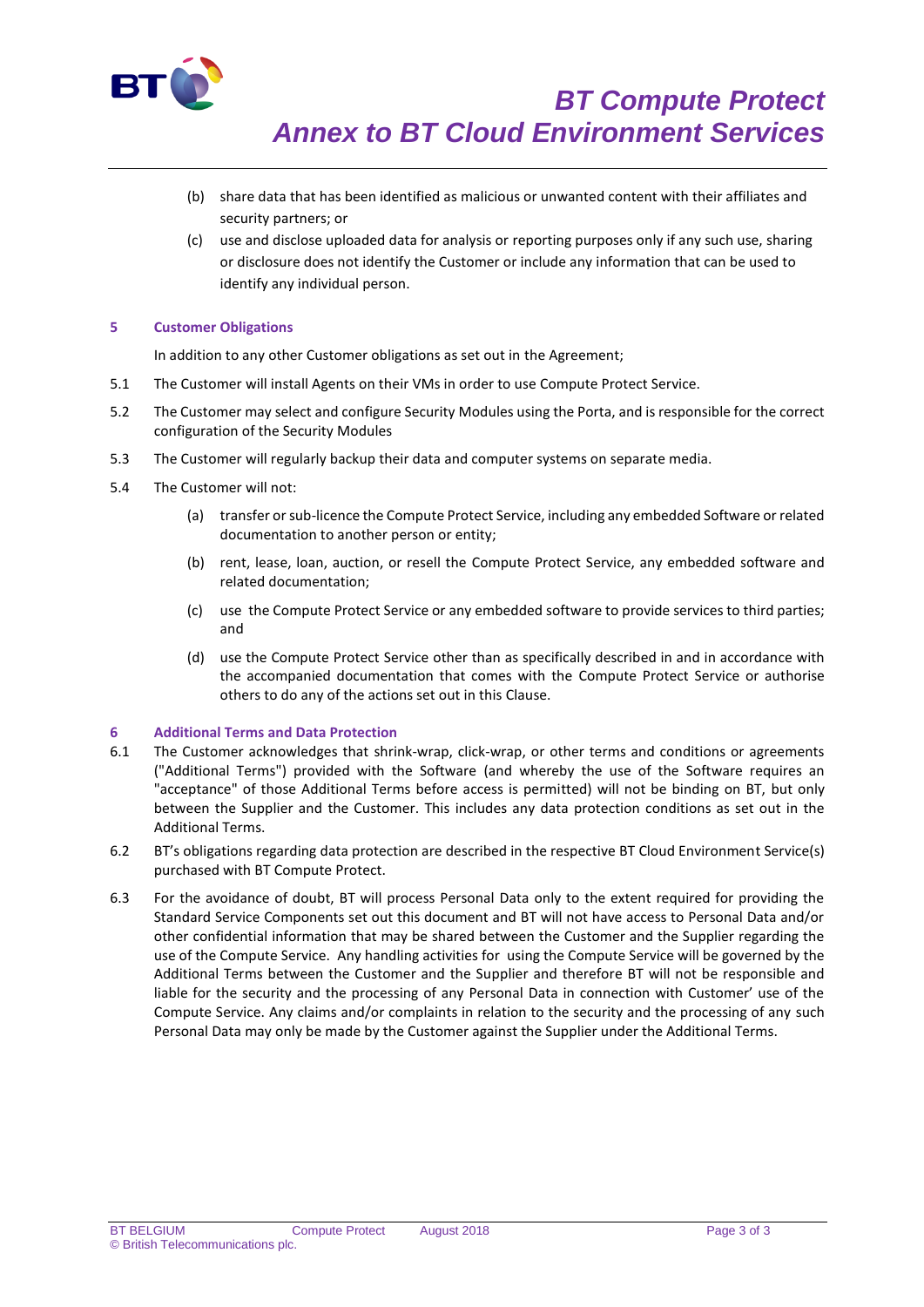(b) share data that has been identified as malicious or unwanted content with their affiliates and security partners; or

(c) use and disclose uploaded data for analysis or reporting purposes only if any such use, sharing or disclosure does not identify the Customer or include any information that can be used to identify any individual person.

## 5 Customer Obligations

In addition to any other Customer obligations as set out in the Agreement;

5.1 The Customer will install Agents on their VMs in order to use Compute Protect Service.

5.2 The Customer may select and configure Security Modules using the Porta, and is responsible for the correct configuration of the Security Modules

5.3 The Customer will regularly backup their data and computer systems on separate media.

5.4 The Customer will not:

(a) transfer or sub-licence the Compute Protect Service, including any embedded Software or related documentation to another person or entity;

(b) rent, lease, loan, auction, or resell the Compute Protect Service, any embedded software and related documentation;

(c) use the Compute Protect Service or any embedded software to provide services to third parties; and

(d) use the Compute Protect Service other than as specifically described in and in accordance with the accompanied documentation that comes with the Compute Protect Service or authorise others to do any of the actions set out in this Clause.

## 6 Additional Terms and Data Protection

6.1 The Customer acknowledges that shrink-wrap, click-wrap, or other terms and conditions or agreements ("Additional Terms") provided with the Software (and whereby the use of the Software requires an "acceptance" of those Additional Terms before access is permitted) will not be binding on BT, but only between the Supplier and the Customer. This includes any data protection conditions as set out in the Additional Terms.

6.2 BT's obligations regarding data protection are described in the respective BT Cloud Environment Service(s) purchased with BT Compute Protect.

6.3 For the avoidance of doubt, BT will process Personal Data only to the extent required for providing the Standard Service Components set out this document and BT will not have access to Personal Data and/or other confidential information that may be shared between the Customer and the Supplier regarding the use of the Compute Service. Any handling activities for using the Compute Service will be governed by the Additional Terms between the Customer and the Supplier and therefore BT will not be responsible and liable for the security and the processing of any Personal Data in connection with Customer' use of the Compute Service. Any claims and/or complaints in relation to the security and the processing of any such Personal Data may only be made by the Customer against the Supplier under the Additional Terms.